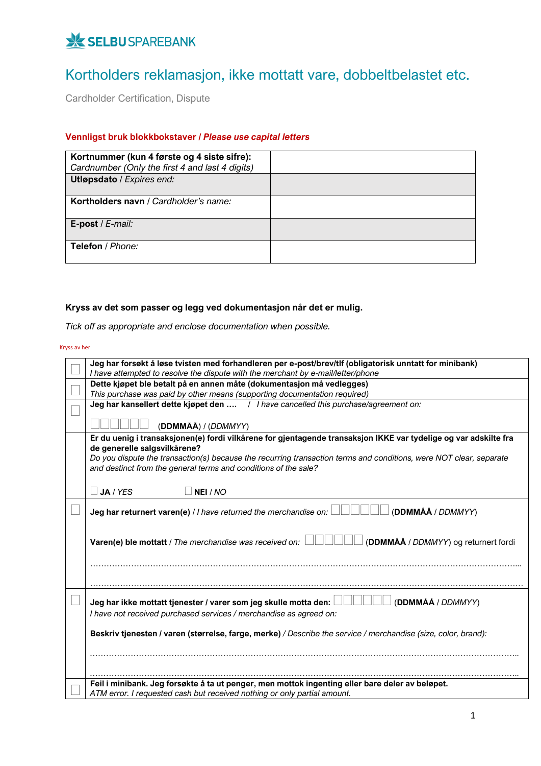SELBU SPAREBANK

# Kortholders reklamasjon, ikke mottatt vare, dobbeltbelastet etc.

Cardholder Certification, Dispute

**Vennligst bruk blokkbokstaver / *Please use capital letters***

| | |
|---|---|
| **Kortnummer (kun 4 første og 4 siste sifre):** *Cardnumber (Only the first 4 and last 4 digits)* | |
| **Utløpsdato** / *Expires end:* | |
| **Kortholders navn** / *Cardholder's name:* | |
| **E-post** / *E-mail:* | |
| **Telefon** / *Phone:* | |

**Kryss av det som passer og legg ved dokumentasjon når det er mulig.**

*Tick off as appropriate and enclose documentation when possible.*

Kryss av her

| | |
|---|---|
| ☐ | **Jeg har forsøkt å løse tvisten med forhandleren per e-post/brev/tlf (obligatorisk unntatt for minibank)** *I have attempted to resolve the dispute with the merchant by e-mail/letter/phone* |
| ☐ | **Dette kjøpet ble betalt på en annen måte (dokumentasjon må vedlegges)** *This purchase was paid by other means (supporting documentation required)* |
| ☐ | **Jeg har kansellert dette kjøpet den ….** / *I have cancelled this purchase/agreement on:* ☐☐☐☐☐☐ (**DDMMÅÅ**) / (*DDMMYY*) |
| | **Er du uenig i transaksjonen(e) fordi vilkårene for gjentagende transaksjon IKKE var tydelige og var adskilte fra de generelle salgsvilkårene?** *Do you dispute the transaction(s) because the recurring transaction terms and conditions, were NOT clear, separate and destinct from the general terms and conditions of the sale?* ☐ **JA** / *YES* ☐ **NEI** / *NO* |
| ☐ | **Jeg har returnert varen(e)** / *I have returned the merchandise on:* ☐☐☐☐☐☐ (**DDMMÅÅ** / *DDMMYY*) **Varen(e) ble mottatt** / *The merchandise was received on:* ☐☐☐☐☐☐ (**DDMMÅÅ** / *DDMMYY*) og returnert fordi ……………………………………………………………………………… ……………………………………………………………………………… |
| ☐ | **Jeg har ikke mottatt tjenester / varer som jeg skulle motta den:** ☐☐☐☐☐☐ (**DDMMÅÅ** / *DDMMYY*) *I have not received purchased services / merchandise as agreed on:* **Beskriv tjenesten / varen (størrelse, farge, merke)** / *Describe the service / merchandise (size, color, brand):* ……………………………………………………………………………… ……………………………………………………………………………… |
| ☐ | **Feil i minibank. Jeg forsøkte å ta ut penger, men mottok ingenting eller bare deler av beløpet.** *ATM error. I requested cash but received nothing or only partial amount.* |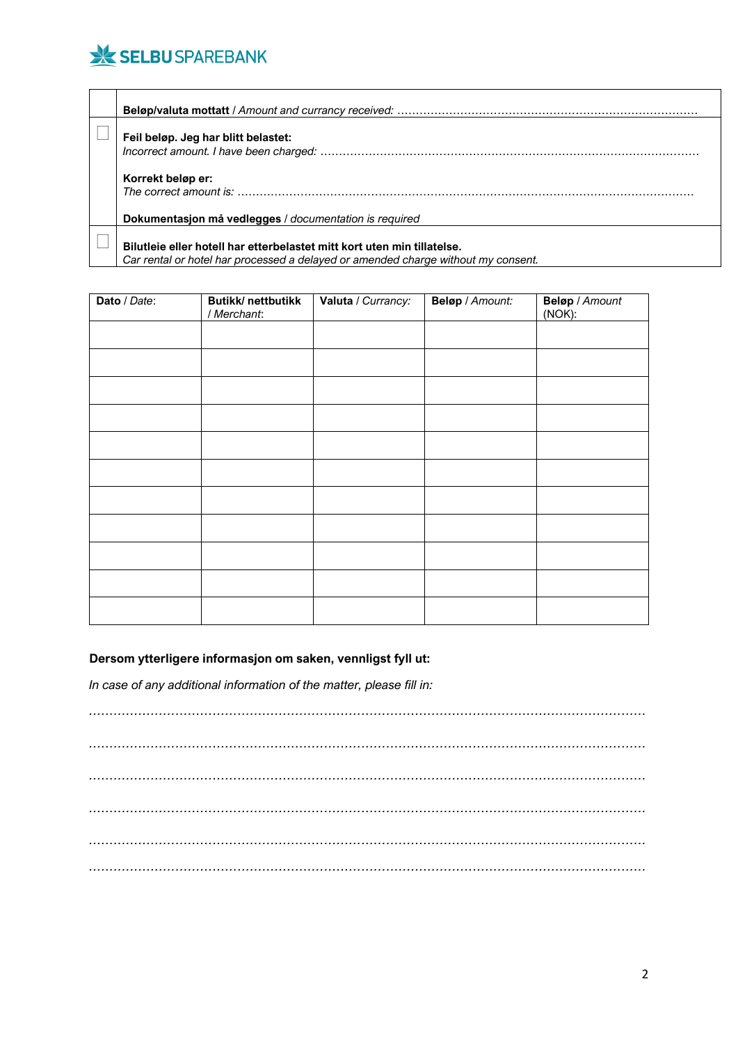SELBU SPAREBANK

| | |
|---|---|
| | **Beløp/valuta mottatt** / *Amount and currancy received:* ……………………………………………………………………… |
| ☐ | **Feil beløp. Jeg har blitt belastet:** *Incorrect amount. I have been charged:* ……………………………………………………………………………………… **Korrekt beløp er:** *The correct amount is:* ……………………………………………………………………………………………………… **Dokumentasjon må vedlegges** / *documentation is required* |
| ☐ | **Bilutleie eller hotell har etterbelastet mitt kort uten min tillatelse.** *Car rental or hotel has processed a delayed or amended charge without my consent.* |

| **Dato** / *Date*: | **Butikk/ nettbutikk** / *Merchant*: | **Valuta** / *Currancy:* | **Beløp** / *Amount:* | **Beløp** / *Amount* (NOK): |
|---|---|---|---|---|
| | | | | |
| | | | | |
| | | | | |
| | | | | |
| | | | | |
| | | | | |
| | | | | |
| | | | | |
| | | | | |
| | | | | |
| | | | | |

**Dersom ytterligere informasjon om saken, vennligst fyll ut:**

*In case of any additional information of the matter, please fill in:*

……………………………………………………………………………………………………………………

……………………………………………………………………………………………………………………

……………………………………………………………………………………………………………………

……………………………………………………………………………………………………………………

……………………………………………………………………………………………………………………

……………………………………………………………………………………………………………………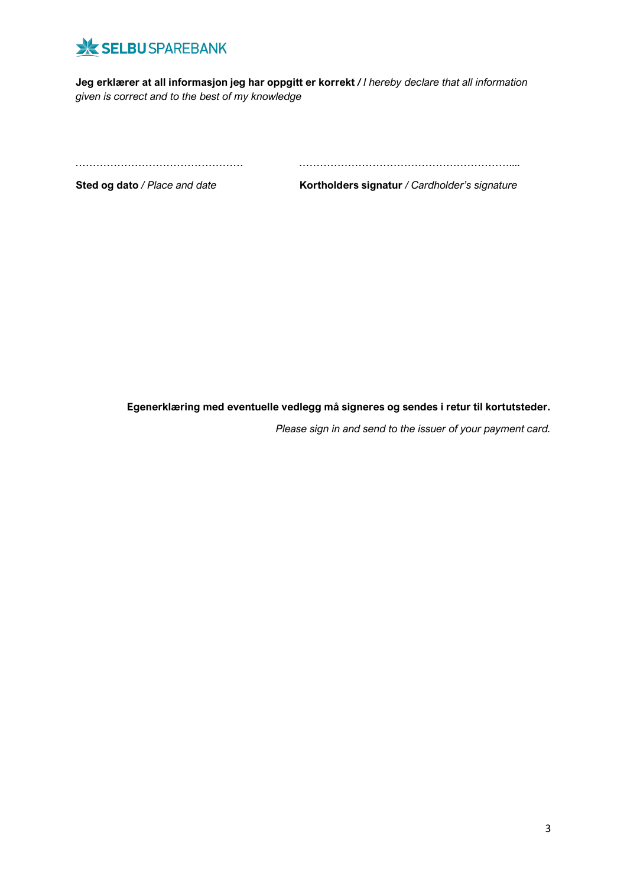SELBU SPAREBANK

**Jeg erklærer at all informasjon jeg har oppgitt er korrekt /** *I hereby declare that all information given is correct and to the best of my knowledge*

………………………………………… ……………………………………………………....

**Sted og dato** */ Place and date* **Kortholders signatur** */ Cardholder's signature*

**Egenerklæring med eventuelle vedlegg må signeres og sendes i retur til kortutsteder.**

*Please sign in and send to the issuer of your payment card.*